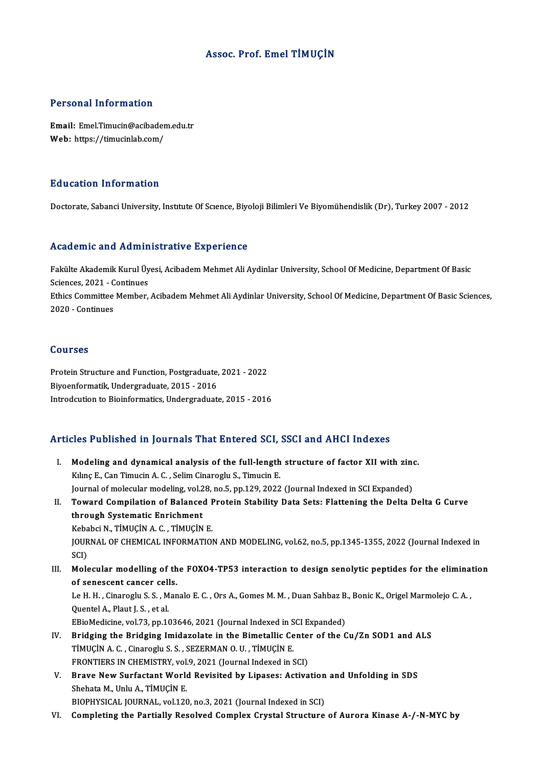# Assoc. Prof. Emel TİMUÇİN

## Personal Information

**Email:** Emel.Timucin@acibadem.edu.tr
**Web:** https://timucinlab.com/

## Education Information

Doctorate, Sabanci University, Instıtute Of Scıence, Biyoloji Bilimleri Ve Biyomühendislik (Dr), Turkey 2007 - 2012

## Academic and Administrative Experience

Fakülte Akademik Kurul Üyesi, Acibadem Mehmet Ali Aydinlar University, School Of Medicine, Department Of Basic Sciences, 2021 - Continues
Ethics Committee Member, Acibadem Mehmet Ali Aydinlar University, School Of Medicine, Department Of Basic Sciences, 2020 - Continues

## Courses

Protein Structure and Function, Postgraduate, 2021 - 2022
Biyoenformatik, Undergraduate, 2015 - 2016
Introdcution to Bioinformatics, Undergraduate, 2015 - 2016

## Articles Published in Journals That Entered SCI, SSCI and AHCI Indexes

I. **Modeling and dynamical analysis of the full-length structure of factor XII with zinc.**
Kılınç E., Can Timucin A. C. , Selim Cinaroglu S., Timucin E.
Journal of molecular modeling, vol.28, no.5, pp.129, 2022 (Journal Indexed in SCI Expanded)

II. **Toward Compilation of Balanced Protein Stability Data Sets: Flattening the Delta Delta G Curve through Systematic Enrichment**
Kebabci N., TİMUÇİN A. C. , TİMUÇİN E.
JOURNAL OF CHEMICAL INFORMATION AND MODELING, vol.62, no.5, pp.1345-1355, 2022 (Journal Indexed in SCI)

III. **Molecular modelling of the FOXO4-TP53 interaction to design senolytic peptides for the elimination of senescent cancer cells.**
Le H. H. , Cinaroglu S. S. , Manalo E. C. , Ors A., Gomes M. M. , Duan Sahbaz B., Bonic K., Origel Marmolejo C. A. , Quentel A., Plaut J. S. , et al.
EBioMedicine, vol.73, pp.103646, 2021 (Journal Indexed in SCI Expanded)

IV. **Bridging the Bridging Imidazolate in the Bimetallic Center of the Cu/Zn SOD1 and ALS**
TİMUÇİN A. C. , Cinaroglu S. S. , SEZERMAN O. U. , TİMUÇİN E.
FRONTIERS IN CHEMISTRY, vol.9, 2021 (Journal Indexed in SCI)

V. **Brave New Surfactant World Revisited by Lipases: Activation and Unfolding in SDS**
Shehata M., Unlu A., TİMUÇİN E.
BIOPHYSICAL JOURNAL, vol.120, no.3, 2021 (Journal Indexed in SCI)

VI. **Completing the Partially Resolved Complex Crystal Structure of Aurora Kinase A-/-N-MYC by**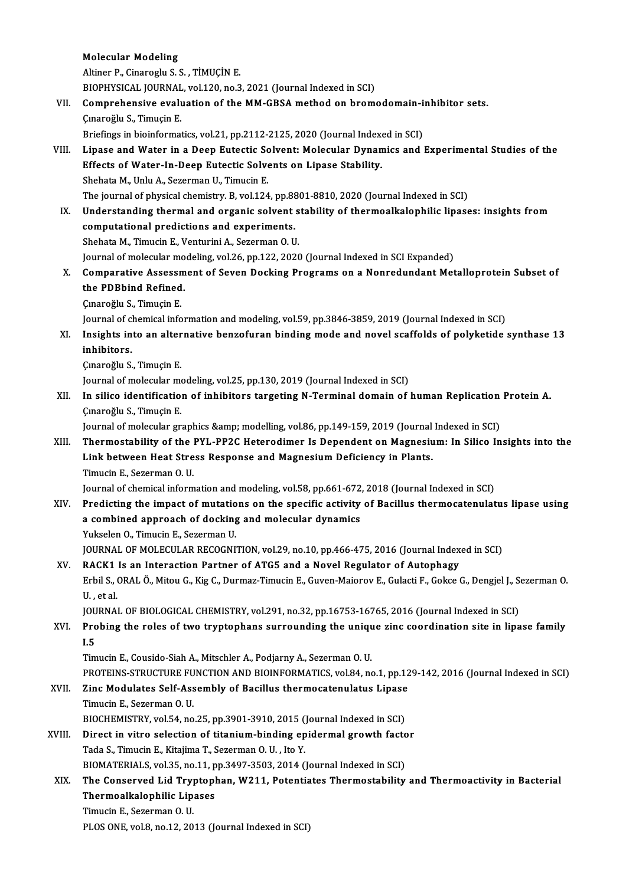Molecular Modeling

Altiner P., Cinaroglu S. S. , TİMUÇİN E.

BIOPHYSICAL JOURNAL, vol.120, no.3, 2021 (Journal Indexed in SCI)

VII. **Comprehensive evaluation of the MM-GBSA method on bromodomain-inhibitor sets.**

Çınaroğlu S., Timuçin E.

Briefings in bioinformatics, vol.21, pp.2112-2125, 2020 (Journal Indexed in SCI)

VIII. **Lipase and Water in a Deep Eutectic Solvent: Molecular Dynamics and Experimental Studies of the Effects of Water-In-Deep Eutectic Solvents on Lipase Stability.**

Shehata M., Unlu A., Sezerman U., Timucin E.

The journal of physical chemistry. B, vol.124, pp.8801-8810, 2020 (Journal Indexed in SCI)

IX. **Understanding thermal and organic solvent stability of thermoalkalophilic lipases: insights from computational predictions and experiments.**

Shehata M., Timucin E., Venturini A., Sezerman O. U.

Journal of molecular modeling, vol.26, pp.122, 2020 (Journal Indexed in SCI Expanded)

X. **Comparative Assessment of Seven Docking Programs on a Nonredundant Metalloprotein Subset of the PDBbind Refined.**

Çınaroğlu S., Timuçin E.

Journal of chemical information and modeling, vol.59, pp.3846-3859, 2019 (Journal Indexed in SCI)

XI. **Insights into an alternative benzofuran binding mode and novel scaffolds of polyketide synthase 13 inhibitors.**

Çınaroğlu S., Timuçin E.

Journal of molecular modeling, vol.25, pp.130, 2019 (Journal Indexed in SCI)

XII. **In silico identification of inhibitors targeting N-Terminal domain of human Replication Protein A.**

Çınaroğlu S., Timuçin E.

Journal of molecular graphics &amp; modelling, vol.86, pp.149-159, 2019 (Journal Indexed in SCI)

XIII. **Thermostability of the PYL-PP2C Heterodimer Is Dependent on Magnesium: In Silico Insights into the Link between Heat Stress Response and Magnesium Deficiency in Plants.**

Timucin E., Sezerman O. U.

Journal of chemical information and modeling, vol.58, pp.661-672, 2018 (Journal Indexed in SCI)

XIV. **Predicting the impact of mutations on the specific activity of Bacillus thermocatenulatus lipase using a combined approach of docking and molecular dynamics**

Yukselen O., Timucin E., Sezerman U.

JOURNAL OF MOLECULAR RECOGNITION, vol.29, no.10, pp.466-475, 2016 (Journal Indexed in SCI)

XV. **RACK1 Is an Interaction Partner of ATG5 and a Novel Regulator of Autophagy**

Erbil S., ORAL Ö., Mitou G., Kig C., Durmaz-Timucin E., Guven-Maiorov E., Gulacti F., Gokce G., Dengjel J., Sezerman O. U. , et al.

JOURNAL OF BIOLOGICAL CHEMISTRY, vol.291, no.32, pp.16753-16765, 2016 (Journal Indexed in SCI)

XVI. **Probing the roles of two tryptophans surrounding the unique zinc coordination site in lipase family I.5**

Timucin E., Cousido-Siah A., Mitschler A., Podjarny A., Sezerman O. U.

PROTEINS-STRUCTURE FUNCTION AND BIOINFORMATICS, vol.84, no.1, pp.129-142, 2016 (Journal Indexed in SCI)

XVII. **Zinc Modulates Self-Assembly of Bacillus thermocatenulatus Lipase**

Timucin E., Sezerman O. U.

BIOCHEMISTRY, vol.54, no.25, pp.3901-3910, 2015 (Journal Indexed in SCI)

XVIII. **Direct in vitro selection of titanium-binding epidermal growth factor**

Tada S., Timucin E., Kitajima T., Sezerman O. U. , Ito Y.

BIOMATERIALS, vol.35, no.11, pp.3497-3503, 2014 (Journal Indexed in SCI)

XIX. **The Conserved Lid Tryptophan, W211, Potentiates Thermostability and Thermoactivity in Bacterial Thermoalkalophilic Lipases**

Timucin E., Sezerman O. U.

PLOS ONE, vol.8, no.12, 2013 (Journal Indexed in SCI)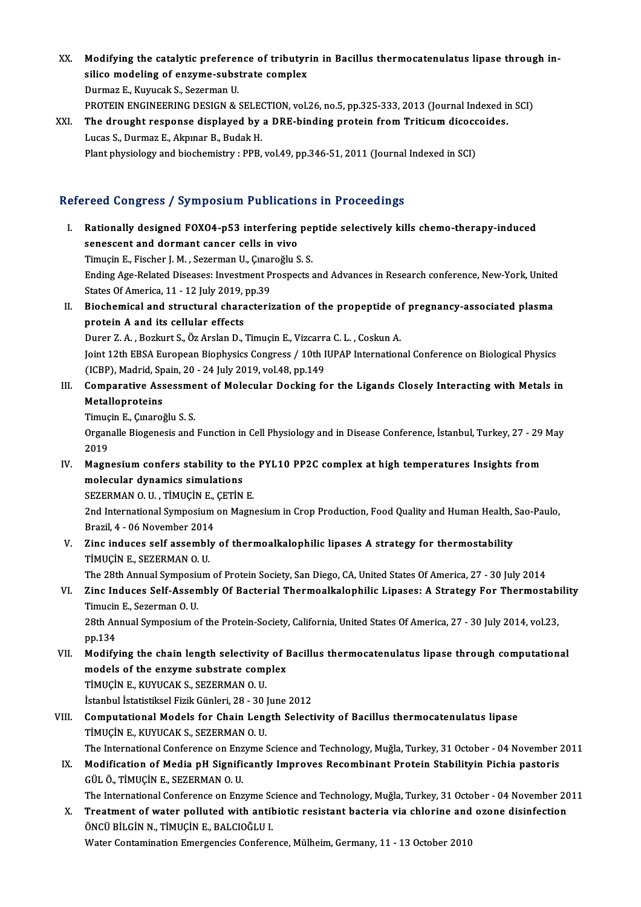XX. **Modifying the catalytic preference of tributyrin in Bacillus thermocatenulatus lipase through in-silico modeling of enzyme-substrate complex**
Durmaz E., Kuyucak S., Sezerman U.
PROTEIN ENGINEERING DESIGN & SELECTION, vol.26, no.5, pp.325-333, 2013 (Journal Indexed in SCI)

XXI. **The drought response displayed by a DRE-binding protein from Triticum dicoccoides.**
Lucas S., Durmaz E., Akpınar B., Budak H.
Plant physiology and biochemistry : PPB, vol.49, pp.346-51, 2011 (Journal Indexed in SCI)

## Refereed Congress / Symposium Publications in Proceedings

I. **Rationally designed FOXO4-p53 interfering peptide selectively kills chemo-therapy-induced senescent and dormant cancer cells in vivo**
Timuçin E., Fischer J. M. , Sezerman U., Çınaroğlu S. S.
Ending Age-Related Diseases: Investment Prospects and Advances in Research conference, New-York, United States Of America, 11 - 12 July 2019, pp.39

II. **Biochemical and structural characterization of the propeptide of pregnancy-associated plasma protein A and its cellular effects**
Durer Z. A. , Bozkurt S., Öz Arslan D., Timuçin E., Vizcarra C. L. , Coskun A.
Joint 12th EBSA European Biophysics Congress / 10th IUPAP International Conference on Biological Physics (ICBP), Madrid, Spain, 20 - 24 July 2019, vol.48, pp.149

III. **Comparative Assessment of Molecular Docking for the Ligands Closely Interacting with Metals in Metalloproteins**
Timuçin E., Çınaroğlu S. S.
Organalle Biogenesis and Function in Cell Physiology and in Disease Conference, İstanbul, Turkey, 27 - 29 May 2019

IV. **Magnesium confers stability to the PYL10 PP2C complex at high temperatures Insights from molecular dynamics simulations**
SEZERMAN O. U. , TİMUÇİN E., ÇETİN E.
2nd International Symposium on Magnesium in Crop Production, Food Quality and Human Health, Sao-Paulo, Brazil, 4 - 06 November 2014

V. **Zinc induces self assembly of thermoalkalophilic lipases A strategy for thermostability**
TİMUÇİN E., SEZERMAN O. U.
The 28th Annual Symposium of Protein Society, San Diego, CA, United States Of America, 27 - 30 July 2014

VI. **Zinc Induces Self-Assembly Of Bacterial Thermoalkalophilic Lipases: A Strategy For Thermostability**
Timucin E., Sezerman O. U.
28th Annual Symposium of the Protein-Society, California, United States Of America, 27 - 30 July 2014, vol.23, pp.134

VII. **Modifying the chain length selectivity of Bacillus thermocatenulatus lipase through computational models of the enzyme substrate complex**
TİMUÇİN E., KUYUCAK S., SEZERMAN O. U.
İstanbul İstatistiksel Fizik Günleri, 28 - 30 June 2012

VIII. **Computational Models for Chain Length Selectivity of Bacillus thermocatenulatus lipase**
TİMUÇİN E., KUYUCAK S., SEZERMAN O. U.
The International Conference on Enzyme Science and Technology, Muğla, Turkey, 31 October - 04 November 2011

IX. **Modification of Media pH Significantly Improves Recombinant Protein Stabilityin Pichia pastoris**
GÜL Ö., TİMUÇİN E., SEZERMAN O. U.
The International Conference on Enzyme Science and Technology, Muğla, Turkey, 31 October - 04 November 2011

X. **Treatment of water polluted with antibiotic resistant bacteria via chlorine and ozone disinfection**
ÖNCÜ BİLGİN N., TİMUÇİN E., BALCIOĞLU I.
Water Contamination Emergencies Conference, Mülheim, Germany, 11 - 13 October 2010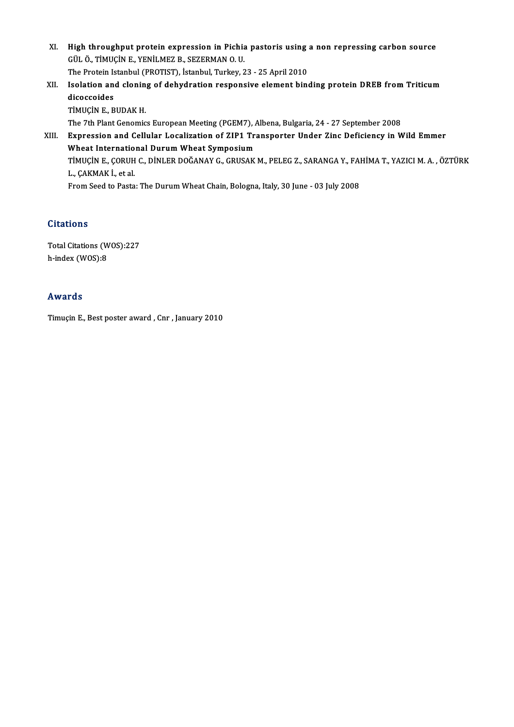XI. **High throughput protein expression in Pichia pastoris using a non repressing carbon source**
GÜL Ö., TİMUÇİN E., YENİLMEZ B., SEZERMAN O. U.
The Protein Istanbul (PROTIST), İstanbul, Turkey, 23 - 25 April 2010

XII. **Isolation and cloning of dehydration responsive element binding protein DREB from Triticum dicoccoides**
TİMUÇİN E., BUDAK H.
The 7th Plant Genomics European Meeting (PGEM7), Albena, Bulgaria, 24 - 27 September 2008

XIII. **Expression and Cellular Localization of ZIP1 Transporter Under Zinc Deficiency in Wild Emmer Wheat International Durum Wheat Symposium**
TİMUÇİN E., ÇORUH C., DİNLER DOĞANAY G., GRUSAK M., PELEG Z., SARANGA Y., FAHİMA T., YAZICI M. A. , ÖZTÜRK L., ÇAKMAK İ., et al.
From Seed to Pasta: The Durum Wheat Chain, Bologna, Italy, 30 June - 03 July 2008

## Citations

Total Citations (WOS):227
h-index (WOS):8

## Awards

Timuçin E., Best poster award , Cnr , January 2010